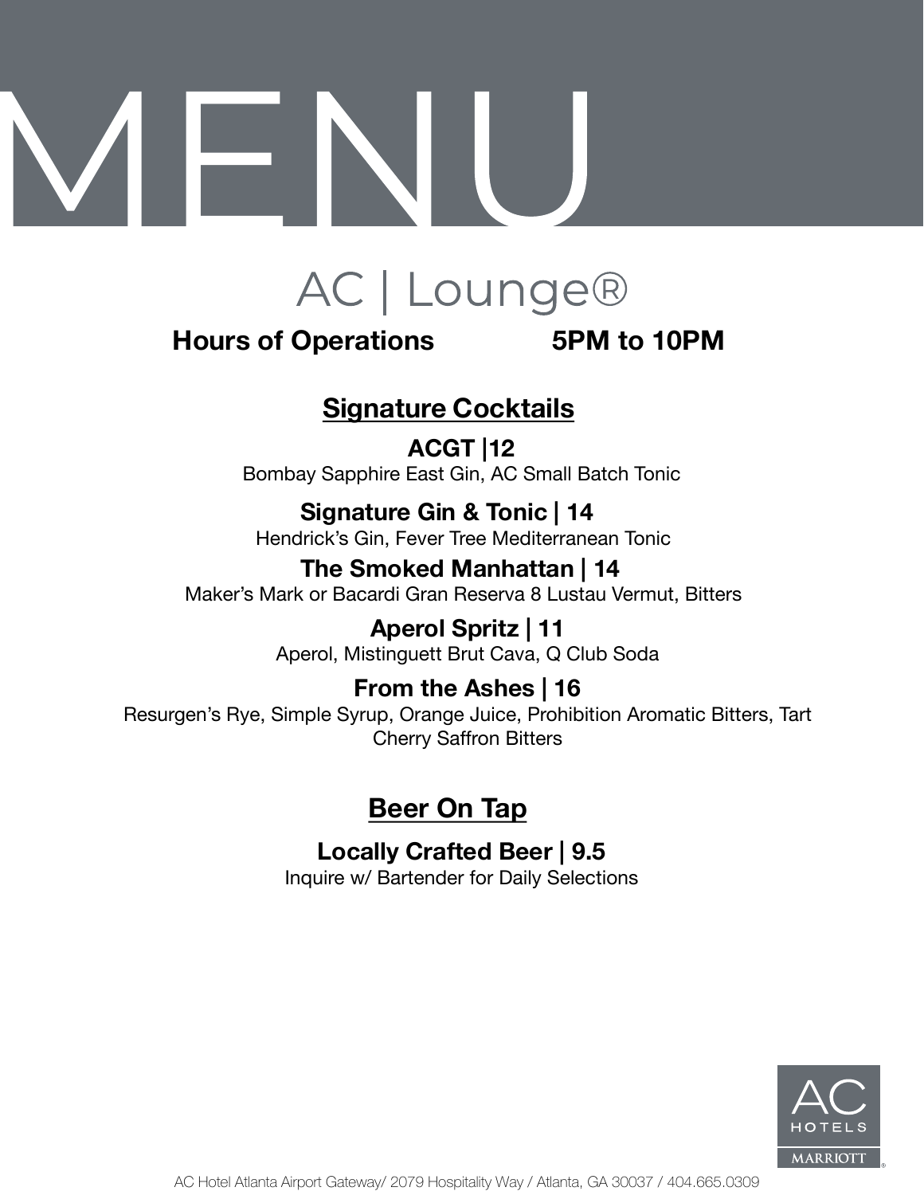# MENU

## AC | Lounge®

**Hours of Operations 5PM to 10PM**

### Signature Cocktails

**ACGT |12**
Bombay Sapphire East Gin, AC Small Batch Tonic

**Signature Gin & Tonic | 14**
Hendrick's Gin, Fever Tree Mediterranean Tonic

**The Smoked Manhattan | 14**
Maker's Mark or Bacardi Gran Reserva 8 Lustau Vermut, Bitters

**Aperol Spritz | 11**
Aperol, Mistinguett Brut Cava, Q Club Soda

**From the Ashes | 16**
Resurgen's Rye, Simple Syrup, Orange Juice, Prohibition Aromatic Bitters, Tart Cherry Saffron Bitters

### Beer On Tap

**Locally Crafted Beer | 9.5**
Inquire w/ Bartender for Daily Selections

AC HOTELS MARRIOTT

AC Hotel Atlanta Airport Gateway/ 2079 Hospitality Way / Atlanta, GA 30037 / 404.665.0309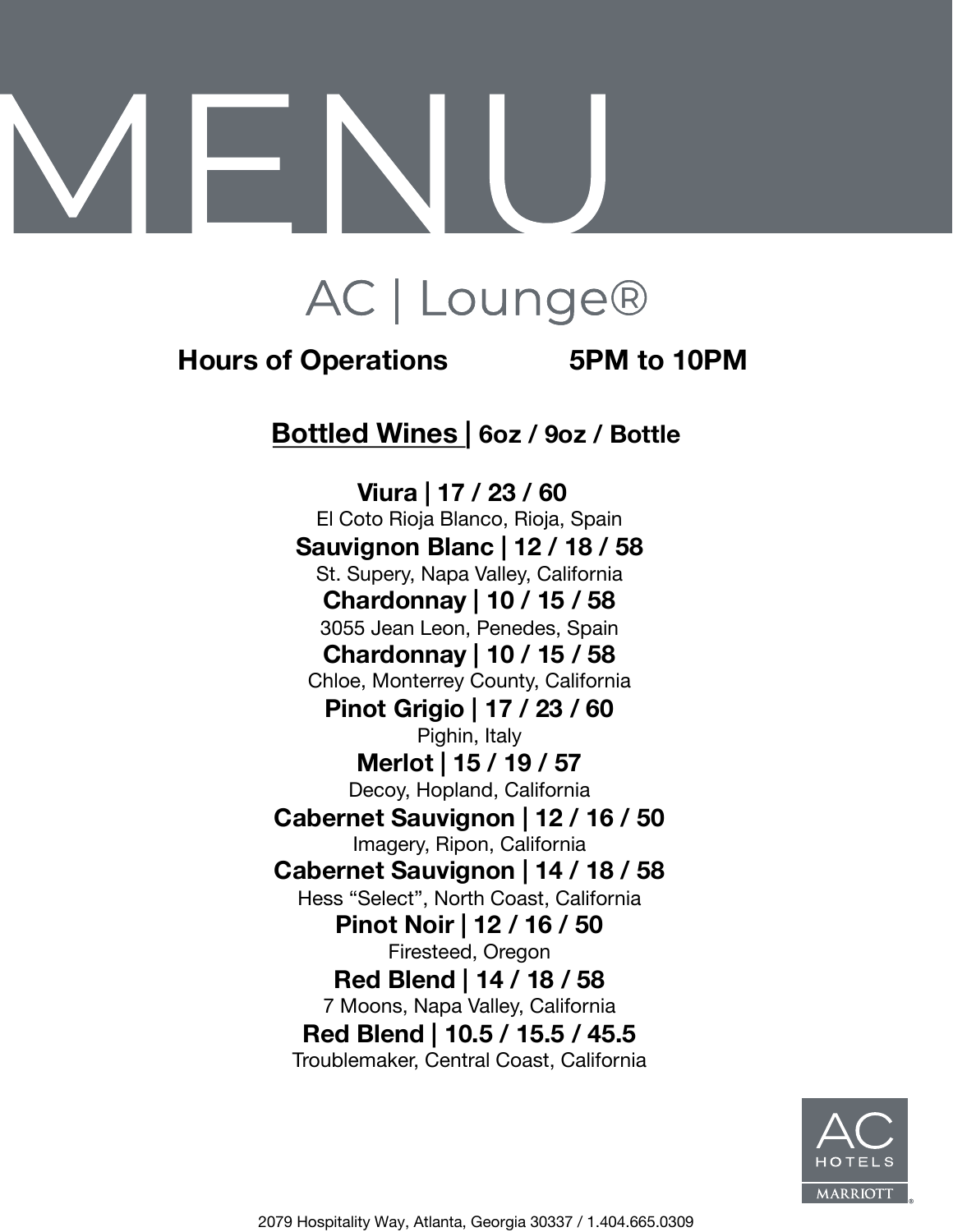# MENU

## AC | Lounge®

**Hours of Operations 5PM to 10PM**

### Bottled Wines | 6oz / 9oz / Bottle

**Viura | 17 / 23 / 60**
El Coto Rioja Blanco, Rioja, Spain

**Sauvignon Blanc | 12 / 18 / 58**
St. Supery, Napa Valley, California

**Chardonnay | 10 / 15 / 58**
3055 Jean Leon, Penedes, Spain

**Chardonnay | 10 / 15 / 58**
Chloe, Monterrey County, California

**Pinot Grigio | 17 / 23 / 60**
Pighin, Italy

**Merlot | 15 / 19 / 57**
Decoy, Hopland, California

**Cabernet Sauvignon | 12 / 16 / 50**
Imagery, Ripon, California

**Cabernet Sauvignon | 14 / 18 / 58**
Hess "Select", North Coast, California

**Pinot Noir | 12 / 16 / 50**
Firesteed, Oregon

**Red Blend | 14 / 18 / 58**
7 Moons, Napa Valley, California

**Red Blend | 10.5 / 15.5 / 45.5**
Troublemaker, Central Coast, California

AC HOTELS MARRIOTT

2079 Hospitality Way, Atlanta, Georgia 30337 / 1.404.665.0309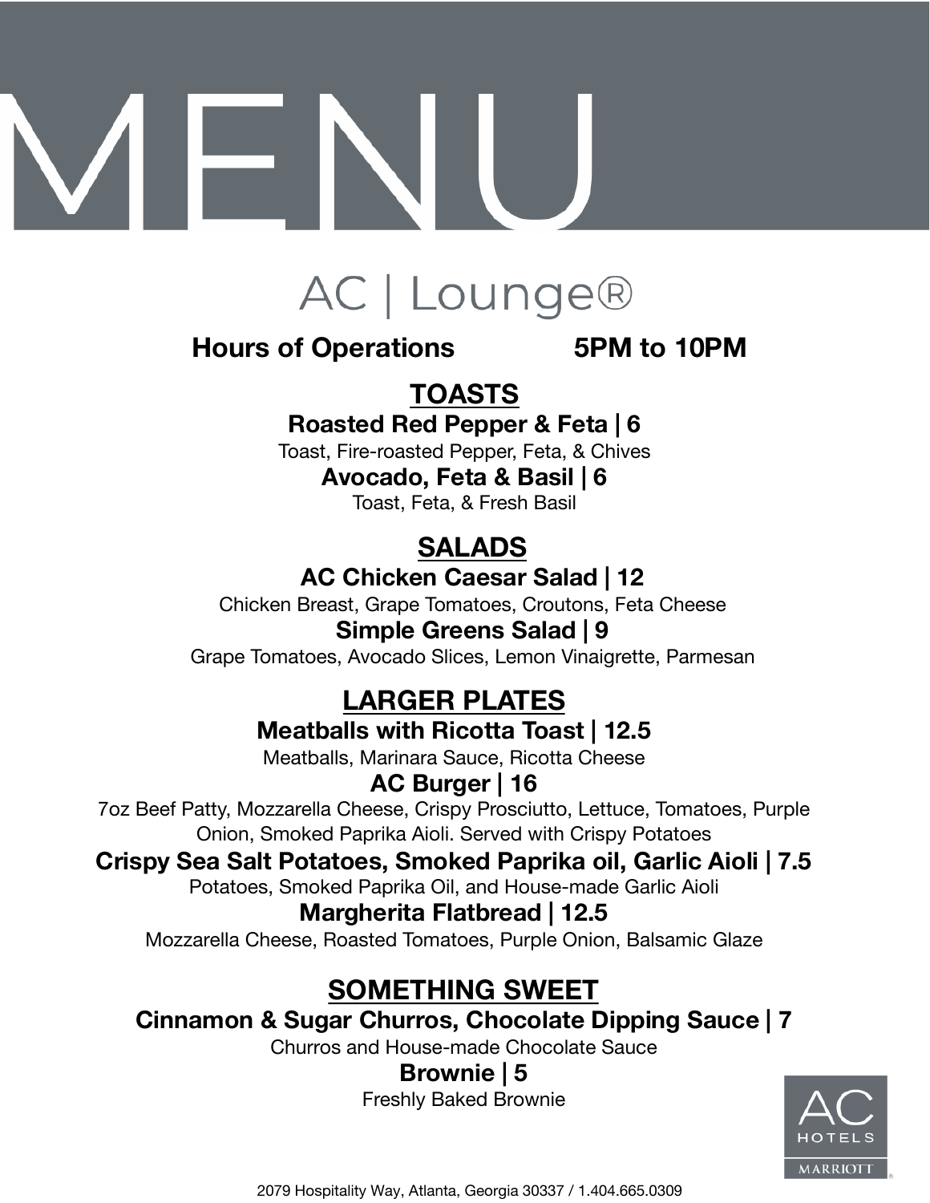# MENU

## AC | Lounge®

**Hours of Operations 5PM to 10PM**

### TOASTS

**Roasted Red Pepper & Feta | 6**
Toast, Fire-roasted Pepper, Feta, & Chives

**Avocado, Feta & Basil | 6**
Toast, Feta, & Fresh Basil

### SALADS

**AC Chicken Caesar Salad | 12**
Chicken Breast, Grape Tomatoes, Croutons, Feta Cheese

**Simple Greens Salad | 9**
Grape Tomatoes, Avocado Slices, Lemon Vinaigrette, Parmesan

### LARGER PLATES

**Meatballs with Ricotta Toast | 12.5**
Meatballs, Marinara Sauce, Ricotta Cheese

**AC Burger | 16**
7oz Beef Patty, Mozzarella Cheese, Crispy Prosciutto, Lettuce, Tomatoes, Purple Onion, Smoked Paprika Aioli. Served with Crispy Potatoes

**Crispy Sea Salt Potatoes, Smoked Paprika oil, Garlic Aioli | 7.5**
Potatoes, Smoked Paprika Oil, and House-made Garlic Aioli

**Margherita Flatbread | 12.5**
Mozzarella Cheese, Roasted Tomatoes, Purple Onion, Balsamic Glaze

### SOMETHING SWEET

**Cinnamon & Sugar Churros, Chocolate Dipping Sauce | 7**
Churros and House-made Chocolate Sauce

**Brownie | 5**
Freshly Baked Brownie

AC HOTELS MARRIOTT

2079 Hospitality Way, Atlanta, Georgia 30337 / 1.404.665.0309